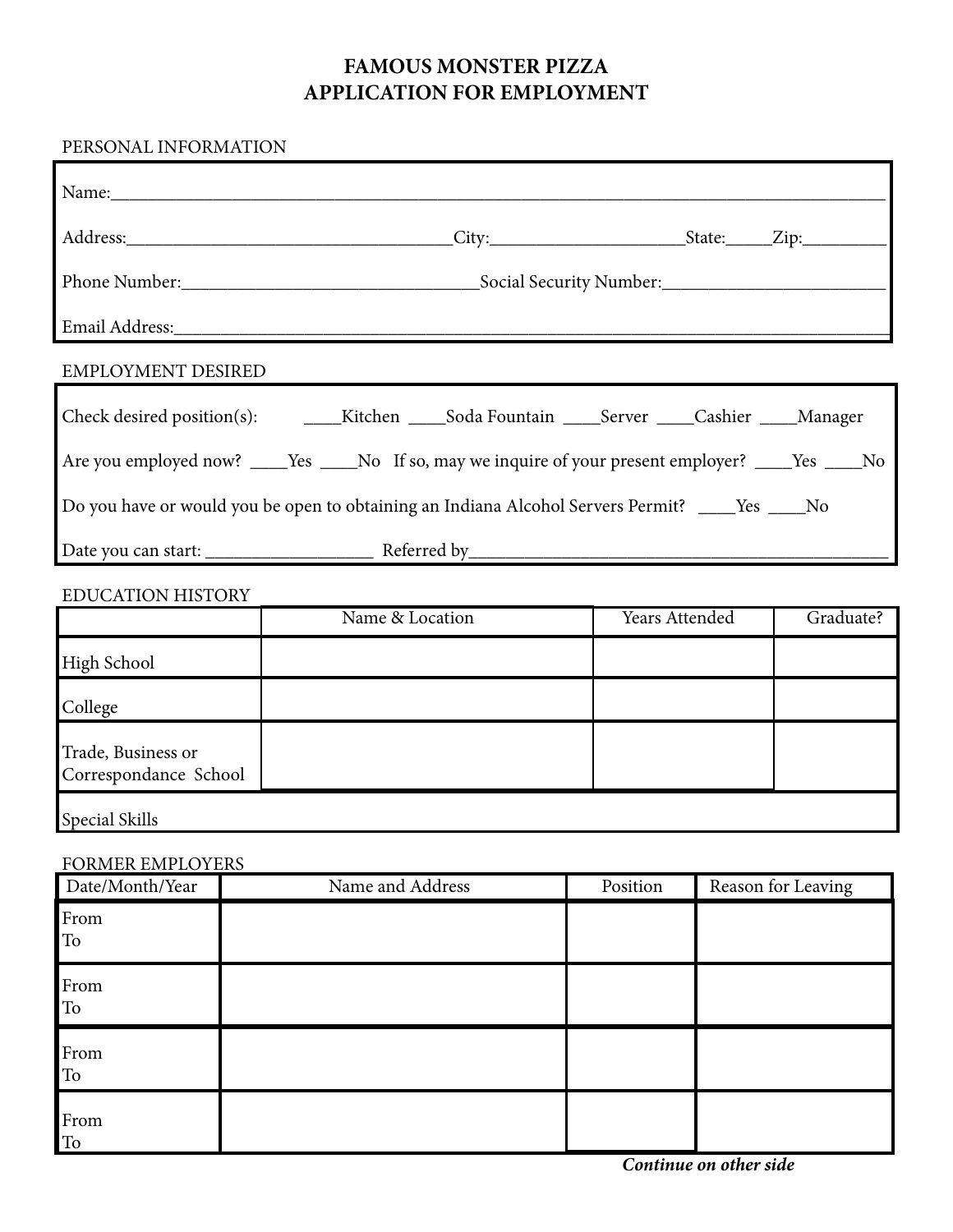# FAMOUS MONSTER PIZZA
# APPLICATION FOR EMPLOYMENT

## PERSONAL INFORMATION

Name:______________________________________________________________________________

Address:_________________________________City:______________________State:_____Zip:_________

Phone Number:________________________________Social Security Number:________________________

Email Address:______________________________________________________________________

## EMPLOYMENT DESIRED

Check desired position(s): ____Kitchen ____Soda Fountain ____Server ____Cashier ____Manager

Are you employed now? ____Yes ____No If so, may we inquire of your present employer? ____Yes ____No

Do you have or would you be open to obtaining an Indiana Alcohol Servers Permit? ____Yes ____No

Date you can start: __________________ Referred by_____________________________________________

## EDUCATION HISTORY

| | Name & Location | Years Attended | Graduate? |
|---|---|---|---|
| High School | | | |
| College | | | |
| Trade, Business or Correspondance School | | | |
| Special Skills | | | |

## FORMER EMPLOYERS

| Date/Month/Year | Name and Address | Position | Reason for Leaving |
|---|---|---|---|
| From<br>To | | | |
| From<br>To | | | |
| From<br>To | | | |
| From<br>To | | | |

***Continue on other side***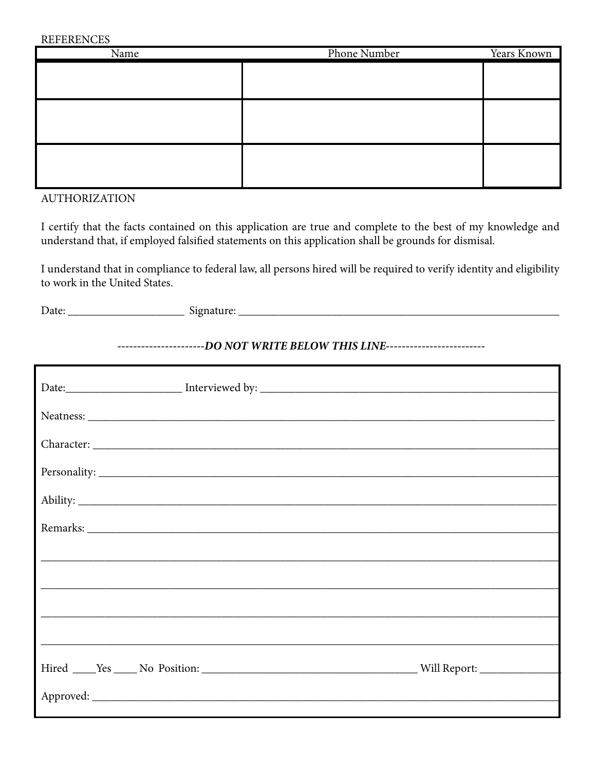REFERENCES

| Name | Phone Number | Years Known |
| --- | --- | --- |
| | | |
| | | |
| | | |

AUTHORIZATION

I certify that the facts contained on this application are true and complete to the best of my knowledge and understand that, if employed falsified statements on this application shall be grounds for dismisal.

I understand that in compliance to federal law, all persons hired will be required to verify identity and eligibility to work in the United States.

Date: ____________________ Signature: ________________________________________________________

----------------------***DO NOT WRITE BELOW THIS LINE***-------------------------

Date:____________________ Interviewed by: ________________________________________________

Neatness: ______________________________________________________________________________

Character: _____________________________________________________________________________

Personality: ____________________________________________________________________________

Ability: ________________________________________________________________________________

Remarks: _______________________________________________________________________________

________________________________________________________________________________________

________________________________________________________________________________________

________________________________________________________________________________________

________________________________________________________________________________________

Hired ____Yes ____ No Position: ______________________________________ Will Report: ______________

Approved: ______________________________________________________________________________